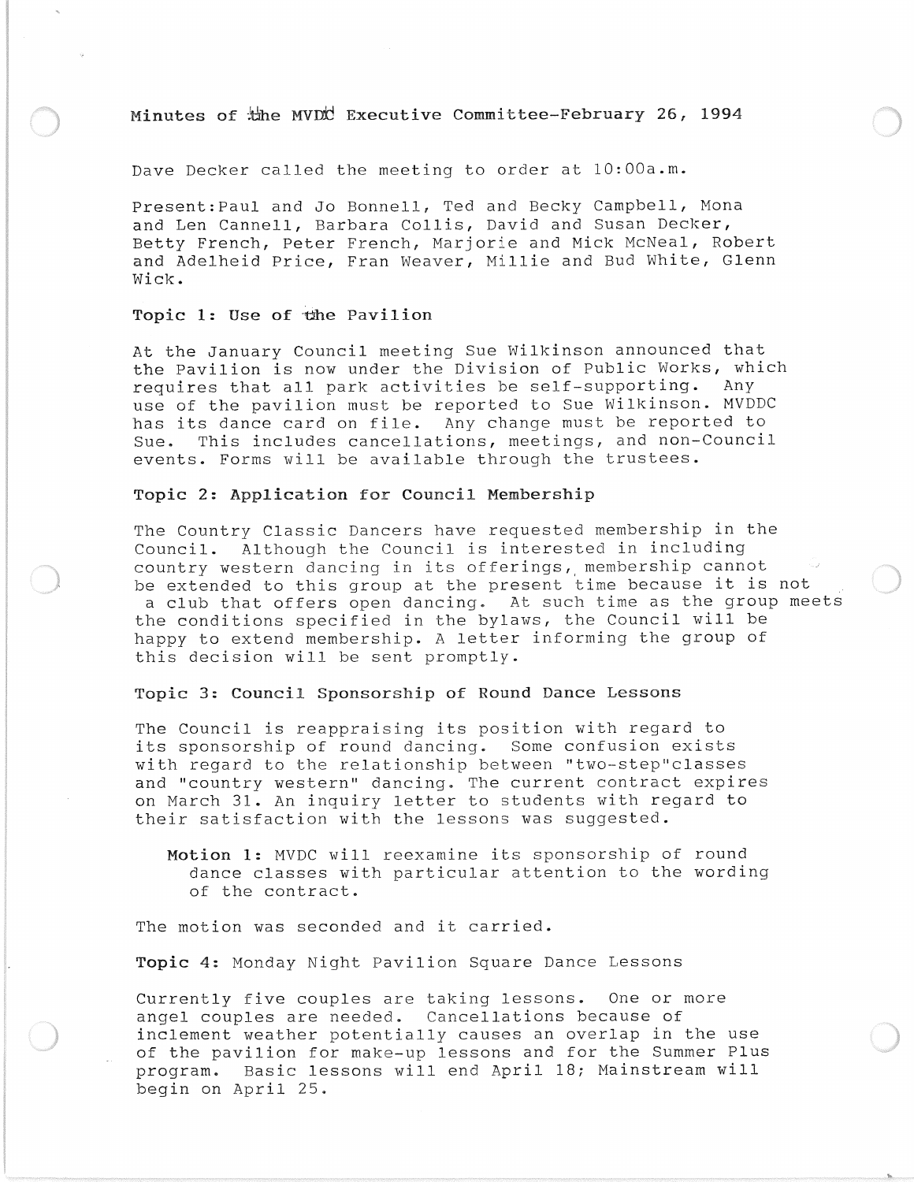# Minutes of the MVDC Executive Committee-February 26, 1994

Dave Decker called the meeting to order at 10:00a.m.

Present:Paul and Jo Bonnell, Ted and Becky Campbell, Mona and Len Cannell, Barbara Collis, David and Susan Decker, Betty French, Peter French, Marjorie and Mick McNeal, Robert and Adelheid Price, Fran Weaver, Millie and Bud White, Glenn Wick.

## Topic 1: Use of the Pavilion

At the January Council meeting Sue Wilkinson announced that the Pavilion is now under the Division of Public Works, which requires that all park activities be self-supporting. Any use of the pavilion must be reported to Sue Wilkinson. MVDDC has its dance card on file. Any change must be reported to Sue. This includes cancellations, meetings, and non-Council events. Forms will be available through the trustees.

## Topic 2: Application for Council Membership

The Country Classic Dancers have requested membership in the Council. Although the Council is interested in including country western dancing in its offerings, membership cannot be extended to this group at the present time because it is not a club that offers open dancing. At such time as the group meets the conditions specified in the bylaws, the Council will be happy to extend membership. A letter informing the group of this decision will be sent promptly.

## Topic 3: Council Sponsorship of Round Dance Lessons

The Council is reappraising its position with regard to its sponsorship of round dancing. Some confusion exists with regard to the relationship between "two-step"classes and "country western" dancing. The current contract expires on March 31. An inquiry letter to students with regard to their satisfaction with the lessons was suggested.

> **Motion 1:** MVDC will reexamine its sponsorship of round dance classes with particular attention to the wording of the contract.

The motion was seconded and it carried.

## Topic 4: Monday Night Pavilion Square Dance Lessons

Currently five couples are taking lessons. One or more angel couples are needed. Cancellations because of inclement weather potentially causes an overlap in the use of the pavilion for make-up lessons and for the Summer Plus program. Basic lessons will end April 18; Mainstream will begin on April 25.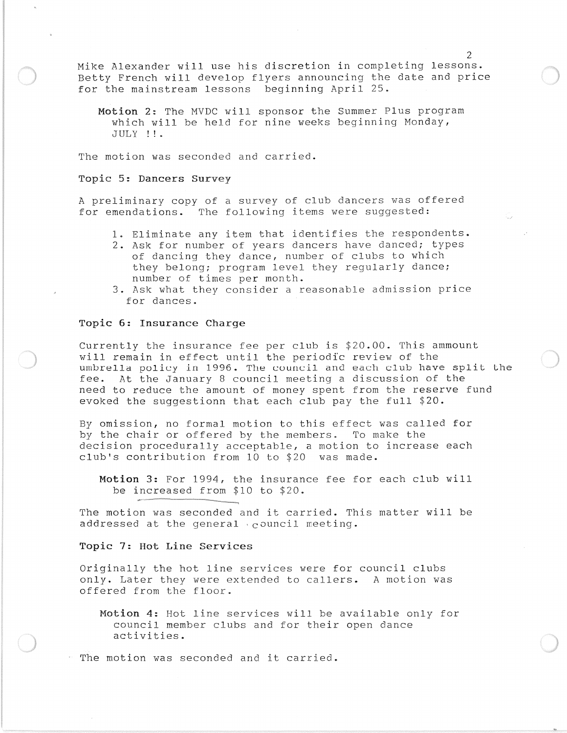Mike Alexander will use his discretion in completing lessons. Betty French will develop flyers announcing the date and price for the mainstream lessons beginning April 25.

> **Motion 2:** The MVDC will sponsor the Summer Plus program which will be held for nine weeks beginning Monday, JULY !!.

The motion was seconded and carried.

**Topic 5: Dancers Survey**

A preliminary copy of a survey of club dancers was offered for emendations. The following items were suggested:

1. Eliminate any item that identifies the respondents.
2. Ask for number of years dancers have danced; types of dancing they dance, number of clubs to which they belong; program level they regularly dance; number of times per month.
3. Ask what they consider a reasonable admission price for dances.

**Topic 6: Insurance Charge**

Currently the insurance fee per club is $20.00. This ammount will remain in effect until the periodic review of the umbrella policy in 1996. The council and each club have split the fee. At the January 8 council meeting a discussion of the need to reduce the amount of money spent from the reserve fund evoked the suggestionn that each club pay the full $20.

By omission, no formal motion to this effect was called for by the chair or offered by the members. To make the decision procedurally acceptable, a motion to increase each club's contribution from 10 to $20 was made.

> **Motion 3:** For 1994, the insurance fee for each club will be increased from $10 to $20.

The motion was seconded and it carried. This matter will be addressed at the general council meeting.

**Topic 7: Hot Line Services**

Originally the hot line services were for council clubs only. Later they were extended to callers. A motion was offered from the floor.

> **Motion 4:** Hot line services will be available only for council member clubs and for their open dance activities.

The motion was seconded and it carried.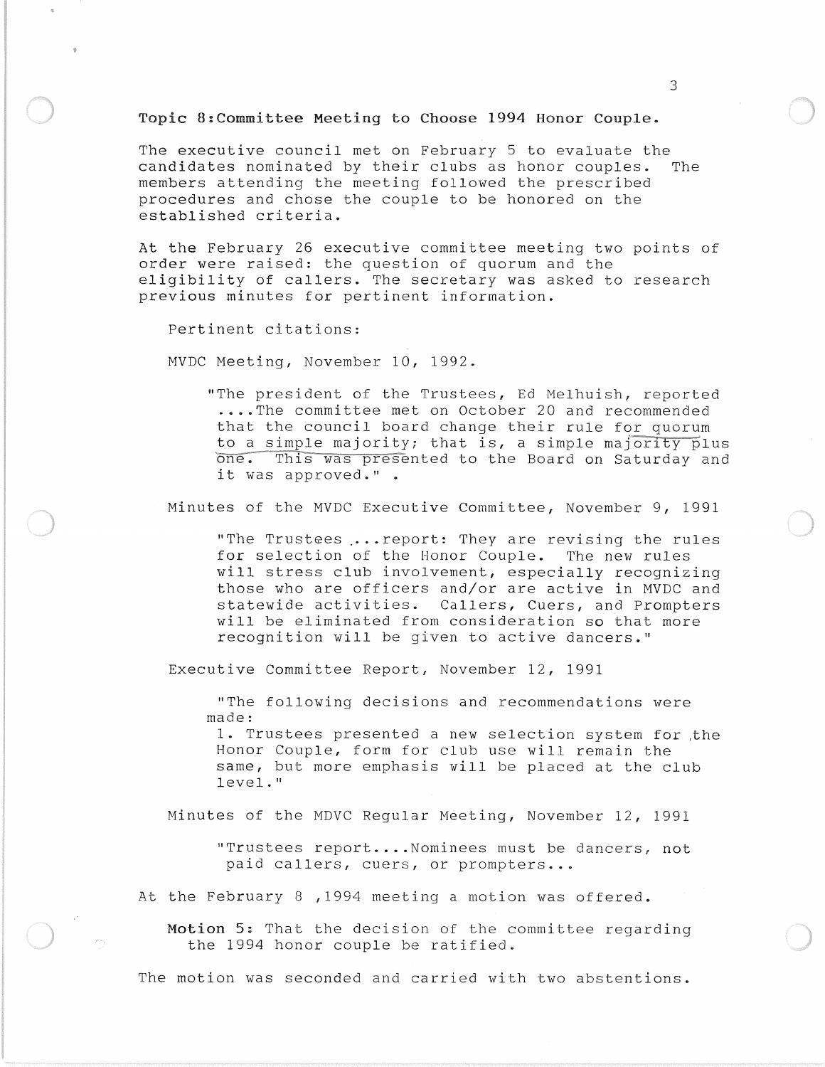**Topic 8:Committee Meeting to Choose 1994 Honor Couple.**

The executive council met on February 5 to evaluate the candidates nominated by their clubs as honor couples. The members attending the meeting followed the prescribed procedures and chose the couple to be honored on the established criteria.

At the February 26 executive committee meeting two points of order were raised: the question of quorum and the eligibility of callers. The secretary was asked to research previous minutes for pertinent information.

Pertinent citations:

MVDC Meeting, November 10, 1992.

> "The president of the Trustees, Ed Melhuish, reported ....The committee met on October 20 and recommended that the council board change their rule for quorum to a simple majority; that is, a simple majority plus one. This was presented to the Board on Saturday and it was approved." .

Minutes of the MVDC Executive Committee, November 9, 1991

> "The Trustees ....report: They are revising the rules for selection of the Honor Couple. The new rules will stress club involvement, especially recognizing those who are officers and/or are active in MVDC and statewide activities. Callers, Cuers, and Prompters will be eliminated from consideration so that more recognition will be given to active dancers."

Executive Committee Report, November 12, 1991

> "The following decisions and recommendations were made:
> 1. Trustees presented a new selection system for the Honor Couple, form for club use will remain the same, but more emphasis will be placed at the club level."

Minutes of the MDVC Regular Meeting, November 12, 1991

> "Trustees report....Nominees must be dancers, not paid callers, cuers, or prompters...

At the February 8 ,1994 meeting a motion was offered.

**Motion 5:** That the decision of the committee regarding the 1994 honor couple be ratified.

The motion was seconded and carried with two abstentions.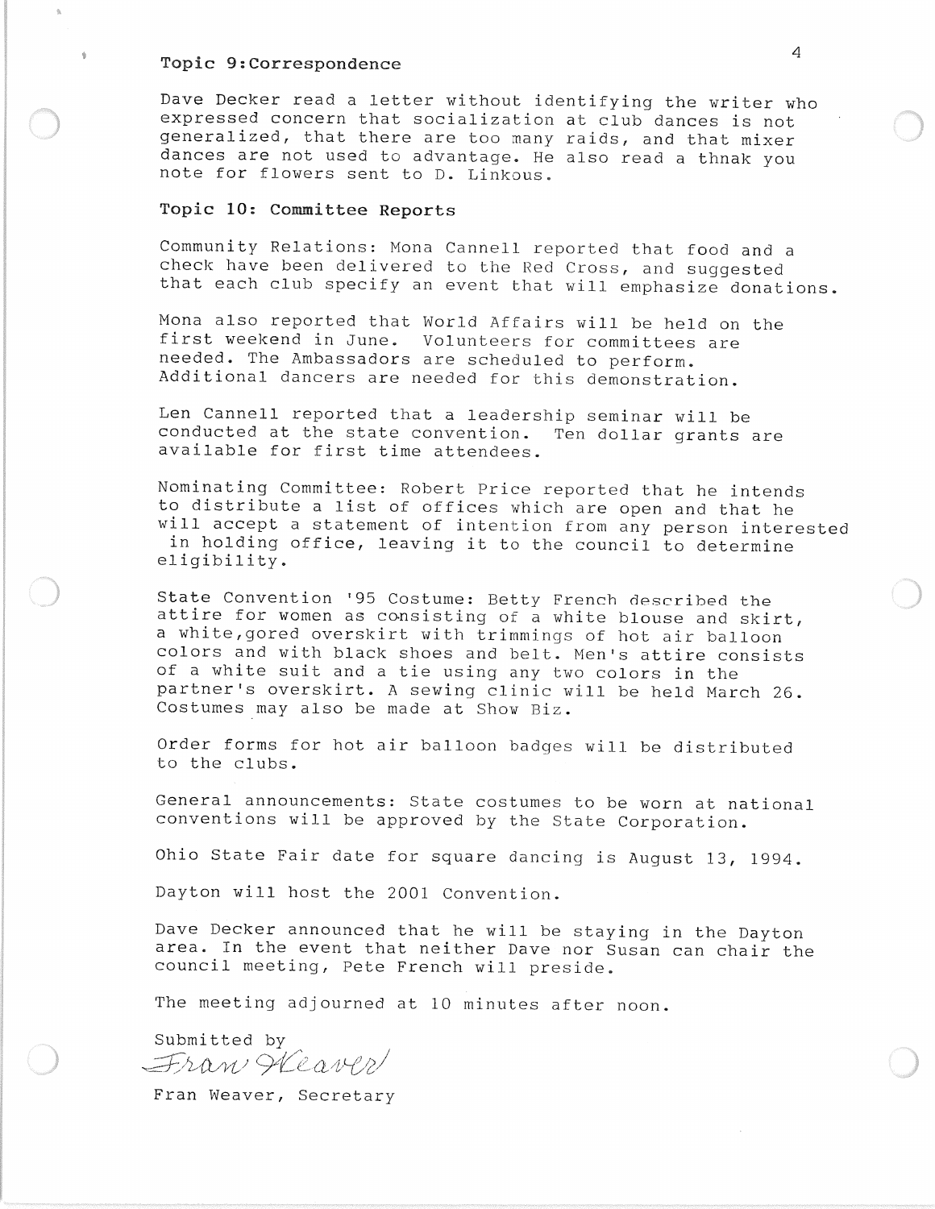## Topic 9: Correspondence

Dave Decker read a letter without identifying the writer who expressed concern that socialization at club dances is not generalized, that there are too many raids, and that mixer dances are not used to advantage. He also read a thnak you note for flowers sent to D. Linkous.

## Topic 10: Committee Reports

Community Relations: Mona Cannell reported that food and a check have been delivered to the Red Cross, and suggested that each club specify an event that will emphasize donations.

Mona also reported that World Affairs will be held on the first weekend in June. Volunteers for committees are needed. The Ambassadors are scheduled to perform. Additional dancers are needed for this demonstration.

Len Cannell reported that a leadership seminar will be conducted at the state convention. Ten dollar grants are available for first time attendees.

Nominating Committee: Robert Price reported that he intends to distribute a list of offices which are open and that he will accept a statement of intention from any person interested in holding office, leaving it to the council to determine eligibility.

State Convention '95 Costume: Betty French described the attire for women as consisting of a white blouse and skirt, a white, gored overskirt with trimmings of hot air balloon colors and with black shoes and belt. Men's attire consists of a white suit and a tie using any two colors in the partner's overskirt. A sewing clinic will be held March 26. Costumes may also be made at Show Biz.

Order forms for hot air balloon badges will be distributed to the clubs.

General announcements: State costumes to be worn at national conventions will be approved by the State Corporation.

Ohio State Fair date for square dancing is August 13, 1994.

Dayton will host the 2001 Convention.

Dave Decker announced that he will be staying in the Dayton area. In the event that neither Dave nor Susan can chair the council meeting, Pete French will preside.

The meeting adjourned at 10 minutes after noon.

Submitted by

Fran Weaver

Fran Weaver, Secretary